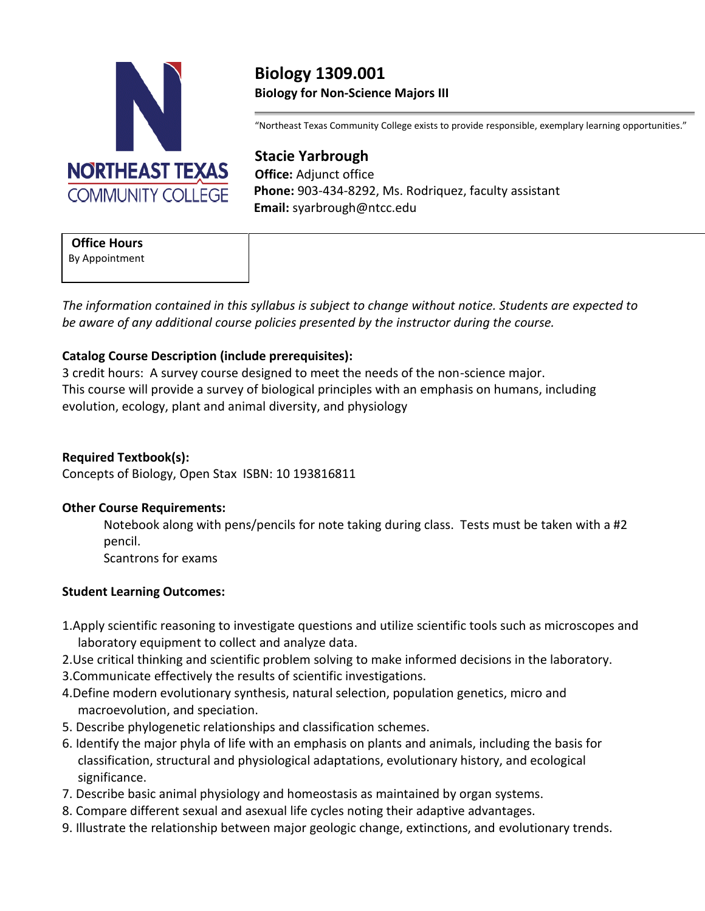NORTHEAST TEXAS COMMUNITY COLLEGE

# Biology 1309.001

**Biology for Non-Science Majors III**

"Northeast Texas Community College exists to provide responsible, exemplary learning opportunities."

## Stacie Yarbrough

**Office:** Adjunct office
**Phone:** 903-434-8292, Ms. Rodriquez, faculty assistant
**Email:** syarbrough@ntcc.edu

**Office Hours**
By Appointment

*The information contained in this syllabus is subject to change without notice. Students are expected to be aware of any additional course policies presented by the instructor during the course.*

**Catalog Course Description (include prerequisites):**

3 credit hours: A survey course designed to meet the needs of the non-science major. This course will provide a survey of biological principles with an emphasis on humans, including evolution, ecology, plant and animal diversity, and physiology

**Required Textbook(s):**

Concepts of Biology, Open Stax ISBN: 10 193816811

**Other Course Requirements:**

Notebook along with pens/pencils for note taking during class. Tests must be taken with a #2 pencil.
Scantrons for exams

**Student Learning Outcomes:**

1. Apply scientific reasoning to investigate questions and utilize scientific tools such as microscopes and laboratory equipment to collect and analyze data.
2. Use critical thinking and scientific problem solving to make informed decisions in the laboratory.
3. Communicate effectively the results of scientific investigations.
4. Define modern evolutionary synthesis, natural selection, population genetics, micro and macroevolution, and speciation.
5. Describe phylogenetic relationships and classification schemes.
6. Identify the major phyla of life with an emphasis on plants and animals, including the basis for classification, structural and physiological adaptations, evolutionary history, and ecological significance.
7. Describe basic animal physiology and homeostasis as maintained by organ systems.
8. Compare different sexual and asexual life cycles noting their adaptive advantages.
9. Illustrate the relationship between major geologic change, extinctions, and evolutionary trends.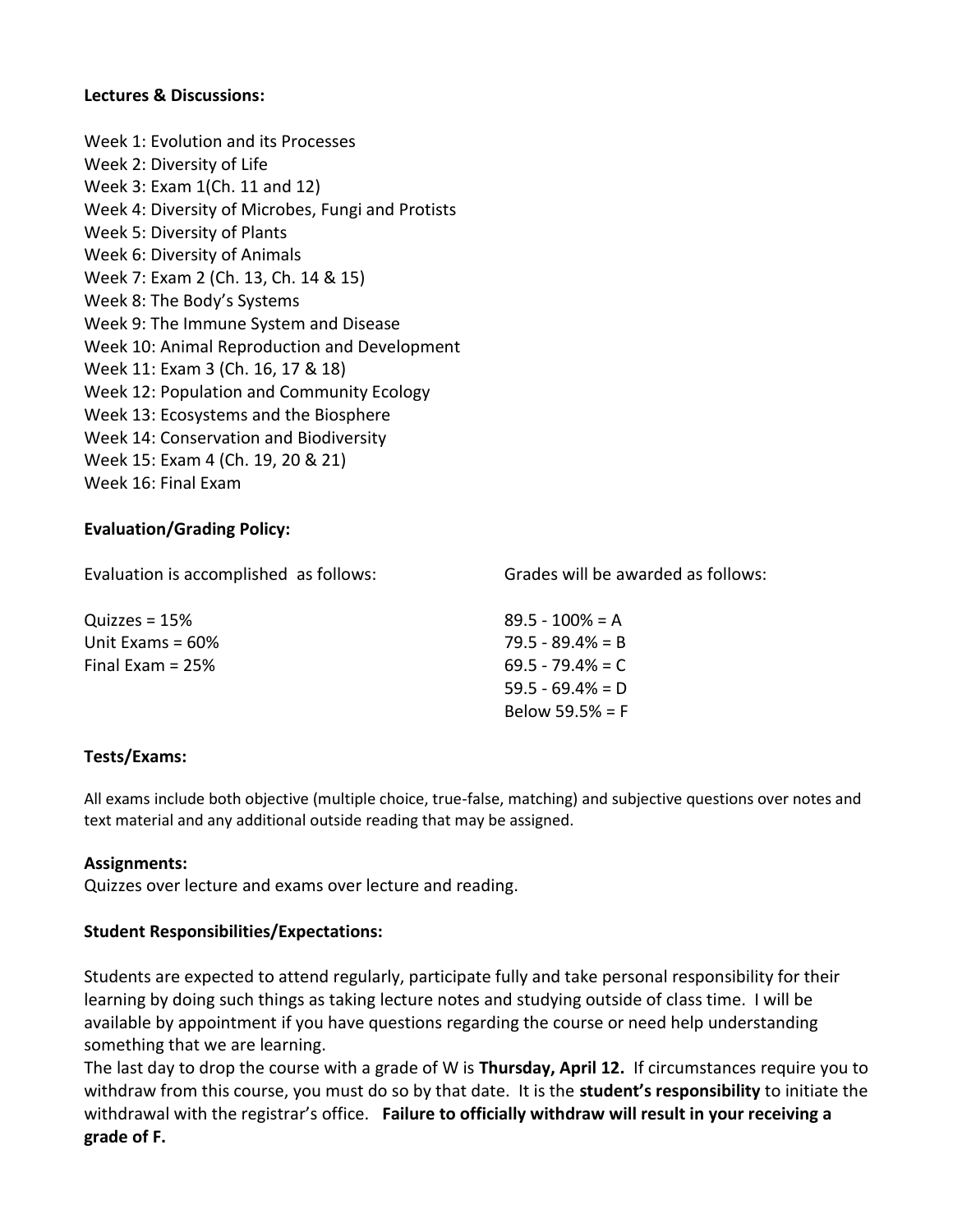**Lectures & Discussions:**

Week 1: Evolution and its Processes
Week 2: Diversity of Life
Week 3: Exam 1(Ch. 11 and 12)
Week 4: Diversity of Microbes, Fungi and Protists
Week 5: Diversity of Plants
Week 6: Diversity of Animals
Week 7: Exam 2 (Ch. 13, Ch. 14 & 15)
Week 8: The Body's Systems
Week 9: The Immune System and Disease
Week 10: Animal Reproduction and Development
Week 11: Exam 3 (Ch. 16, 17 & 18)
Week 12: Population and Community Ecology
Week 13: Ecosystems and the Biosphere
Week 14: Conservation and Biodiversity
Week 15: Exam 4 (Ch. 19, 20 & 21)
Week 16: Final Exam

**Evaluation/Grading Policy:**

Evaluation is accomplished as follows:

Quizzes = 15%
Unit Exams = 60%
Final Exam = 25%

Grades will be awarded as follows:

89.5 - 100% = A
79.5 - 89.4% = B
69.5 - 79.4% = C
59.5 - 69.4% = D
Below 59.5% = F

**Tests/Exams:**

All exams include both objective (multiple choice, true-false, matching) and subjective questions over notes and text material and any additional outside reading that may be assigned.

**Assignments:**
Quizzes over lecture and exams over lecture and reading.

**Student Responsibilities/Expectations:**

Students are expected to attend regularly, participate fully and take personal responsibility for their learning by doing such things as taking lecture notes and studying outside of class time. I will be available by appointment if you have questions regarding the course or need help understanding something that we are learning.
The last day to drop the course with a grade of W is **Thursday, April 12.** If circumstances require you to withdraw from this course, you must do so by that date. It is the **student's responsibility** to initiate the withdrawal with the registrar's office. **Failure to officially withdraw will result in your receiving a grade of F.**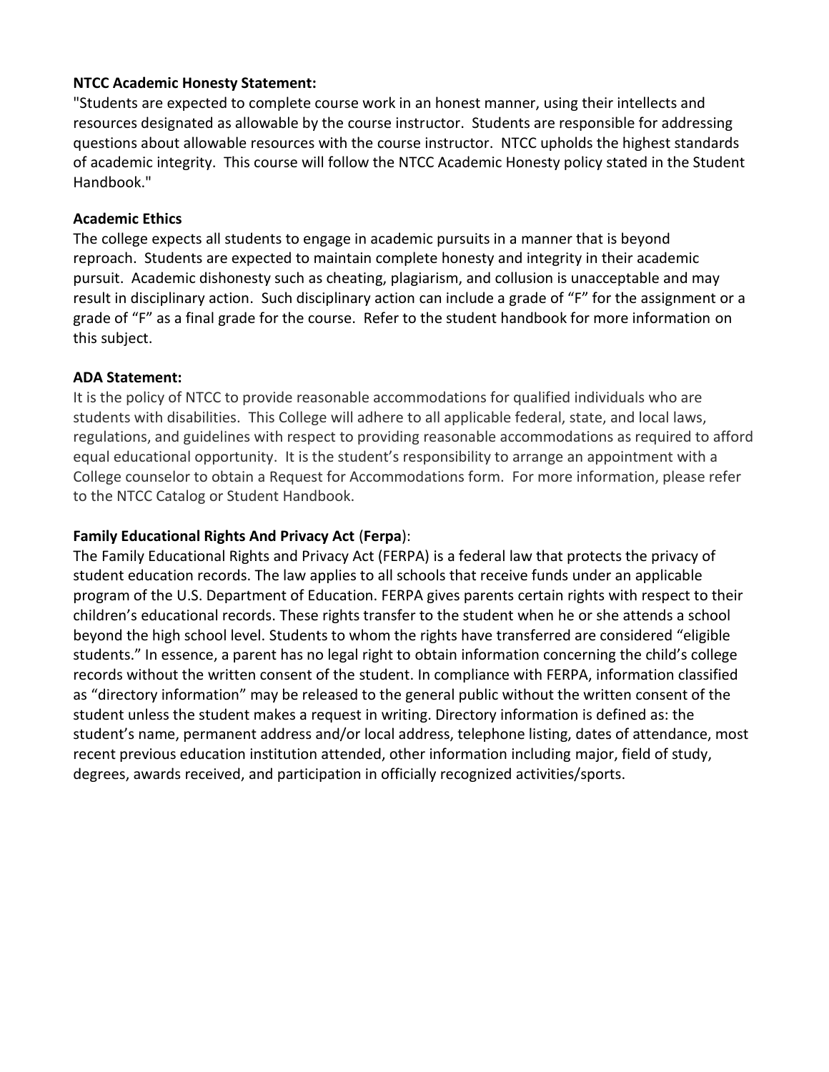**NTCC Academic Honesty Statement:**

"Students are expected to complete course work in an honest manner, using their intellects and resources designated as allowable by the course instructor. Students are responsible for addressing questions about allowable resources with the course instructor. NTCC upholds the highest standards of academic integrity. This course will follow the NTCC Academic Honesty policy stated in the Student Handbook."

**Academic Ethics**

The college expects all students to engage in academic pursuits in a manner that is beyond reproach. Students are expected to maintain complete honesty and integrity in their academic pursuit. Academic dishonesty such as cheating, plagiarism, and collusion is unacceptable and may result in disciplinary action. Such disciplinary action can include a grade of "F" for the assignment or a grade of "F" as a final grade for the course. Refer to the student handbook for more information on this subject.

**ADA Statement:**

It is the policy of NTCC to provide reasonable accommodations for qualified individuals who are students with disabilities. This College will adhere to all applicable federal, state, and local laws, regulations, and guidelines with respect to providing reasonable accommodations as required to afford equal educational opportunity. It is the student's responsibility to arrange an appointment with a College counselor to obtain a Request for Accommodations form. For more information, please refer to the NTCC Catalog or Student Handbook.

**Family Educational Rights And Privacy Act** (**Ferpa**):

The Family Educational Rights and Privacy Act (FERPA) is a federal law that protects the privacy of student education records. The law applies to all schools that receive funds under an applicable program of the U.S. Department of Education. FERPA gives parents certain rights with respect to their children's educational records. These rights transfer to the student when he or she attends a school beyond the high school level. Students to whom the rights have transferred are considered "eligible students." In essence, a parent has no legal right to obtain information concerning the child's college records without the written consent of the student. In compliance with FERPA, information classified as "directory information" may be released to the general public without the written consent of the student unless the student makes a request in writing. Directory information is defined as: the student's name, permanent address and/or local address, telephone listing, dates of attendance, most recent previous education institution attended, other information including major, field of study, degrees, awards received, and participation in officially recognized activities/sports.